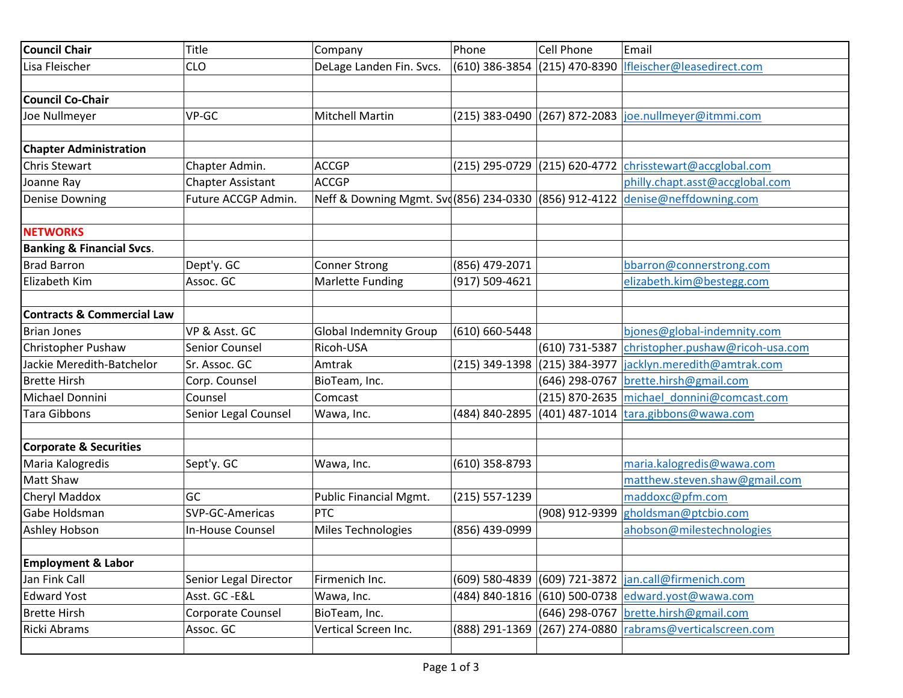| Council Chair | Title | Company | Phone | Cell Phone | Email |
|---|---|---|---|---|---|
| Lisa Fleischer | CLO | DeLage Landen Fin. Svcs. | (610) 386-3854 | (215) 470-8390 | lfleischer@leasedirect.com |
| | | | | | |
| **Council Co-Chair** | | | | | |
| Joe Nullmeyer | VP-GC | Mitchell Martin | (215) 383-0490 | (267) 872-2083 | joe.nullmeyer@itmmi.com |
| | | | | | |
| **Chapter Administration** | | | | | |
| Chris Stewart | Chapter Admin. | ACCGP | (215) 295-0729 | (215) 620-4772 | chrisstewart@accglobal.com |
| Joanne Ray | Chapter Assistant | ACCGP | | | philly.chapt.asst@accglobal.com |
| Denise Downing | Future ACCGP Admin. | Neff & Downing Mgmt. Svc | (856) 234-0330 | (856) 912-4122 | denise@neffdowning.com |
| | | | | | |
| **NETWORKS** | | | | | |
| **Banking & Financial Svcs**. | | | | | |
| Brad Barron | Dept'y. GC | Conner Strong | (856) 479-2071 | | bbarron@connerstrong.com |
| Elizabeth Kim | Assoc. GC | Marlette Funding | (917) 509-4621 | | elizabeth.kim@bestegg.com |
| | | | | | |
| **Contracts & Commercial Law** | | | | | |
| Brian Jones | VP & Asst. GC | Global Indemnity Group | (610) 660-5448 | | bjones@global-indemnity.com |
| Christopher Pushaw | Senior Counsel | Ricoh-USA | | (610) 731-5387 | christopher.pushaw@ricoh-usa.com |
| Jackie Meredith-Batchelor | Sr. Assoc. GC | Amtrak | (215) 349-1398 | (215) 384-3977 | jacklyn.meredith@amtrak.com |
| Brette Hirsh | Corp. Counsel | BioTeam, Inc. | | (646) 298-0767 | brette.hirsh@gmail.com |
| Michael Donnini | Counsel | Comcast | | (215) 870-2635 | michael_donnini@comcast.com |
| Tara Gibbons | Senior Legal Counsel | Wawa, Inc. | (484) 840-2895 | (401) 487-1014 | tara.gibbons@wawa.com |
| | | | | | |
| **Corporate & Securities** | | | | | |
| Maria Kalogredis | Sept'y. GC | Wawa, Inc. | (610) 358-8793 | | maria.kalogredis@wawa.com |
| Matt Shaw | | | | | matthew.steven.shaw@gmail.com |
| Cheryl Maddox | GC | Public Financial Mgmt. | (215) 557-1239 | | maddoxc@pfm.com |
| Gabe Holdsman | SVP-GC-Americas | PTC | | (908) 912-9399 | gholdsman@ptcbio.com |
| Ashley Hobson | In-House Counsel | Miles Technologies | (856) 439-0999 | | ahobson@milestechnologies |
| | | | | | |
| **Employment & Labor** | | | | | |
| Jan Fink Call | Senior Legal Director | Firmenich Inc. | (609) 580-4839 | (609) 721-3872 | jan.call@firmenich.com |
| Edward Yost | Asst. GC -E&L | Wawa, Inc. | (484) 840-1816 | (610) 500-0738 | edward.yost@wawa.com |
| Brette Hirsh | Corporate Counsel | BioTeam, Inc. | | (646) 298-0767 | brette.hirsh@gmail.com |
| Ricki Abrams | Assoc. GC | Vertical Screen Inc. | (888) 291-1369 | (267) 274-0880 | rabrams@verticalscreen.com |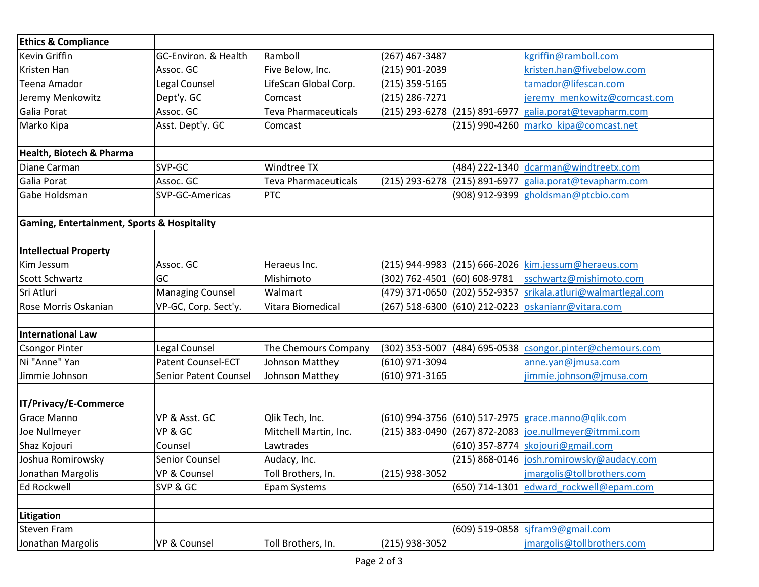| **Ethics & Compliance** | | | | | |
|---|---|---|---|---|---|
| Kevin Griffin | GC-Environ. & Health | Ramboll | (267) 467-3487 | | kgriffin@ramboll.com |
| Kristen Han | Assoc. GC | Five Below, Inc. | (215) 901-2039 | | kristen.han@fivebelow.com |
| Teena Amador | Legal Counsel | LifeScan Global Corp. | (215) 359-5165 | | tamador@lifescan.com |
| Jeremy Menkowitz | Dept'y. GC | Comcast | (215) 286-7271 | | jeremy_menkowitz@comcast.com |
| Galia Porat | Assoc. GC | Teva Pharmaceuticals | (215) 293-6278 | (215) 891-6977 | galia.porat@tevapharm.com |
| Marko Kipa | Asst. Dept'y. GC | Comcast | | (215) 990-4260 | marko_kipa@comcast.net |
| | | | | | |
| **Health, Biotech & Pharma** | | | | | |
| Diane Carman | SVP-GC | Windtree TX | | (484) 222-1340 | dcarman@windtreetx.com |
| Galia Porat | Assoc. GC | Teva Pharmaceuticals | (215) 293-6278 | (215) 891-6977 | galia.porat@tevapharm.com |
| Gabe Holdsman | SVP-GC-Americas | PTC | | (908) 912-9399 | gholdsman@ptcbio.com |
| | | | | | |
| **Gaming, Entertainment, Sports & Hospitality** | | | | | |
| | | | | | |
| **Intellectual Property** | | | | | |
| Kim Jessum | Assoc. GC | Heraeus Inc. | (215) 944-9983 | (215) 666-2026 | kim.jessum@heraeus.com |
| Scott Schwartz | GC | Mishimoto | (302) 762-4501 | (60) 608-9781 | sschwartz@mishimoto.com |
| Sri Atluri | Managing Counsel | Walmart | (479) 371-0650 | (202) 552-9357 | srikala.atluri@walmartlegal.com |
| Rose Morris Oskanian | VP-GC, Corp. Sect'y. | Vitara Biomedical | (267) 518-6300 | (610) 212-0223 | oskanianr@vitara.com |
| | | | | | |
| **International Law** | | | | | |
| Csongor Pinter | Legal Counsel | The Chemours Company | (302) 353-5007 | (484) 695-0538 | csongor.pinter@chemours.com |
| Ni "Anne" Yan | Patent Counsel-ECT | Johnson Matthey | (610) 971-3094 | | anne.yan@jmusa.com |
| Jimmie Johnson | Senior Patent Counsel | Johnson Matthey | (610) 971-3165 | | jimmie.johnson@jmusa.com |
| | | | | | |
| **IT/Privacy/E-Commerce** | | | | | |
| Grace Manno | VP & Asst. GC | Qlik Tech, Inc. | (610) 994-3756 | (610) 517-2975 | grace.manno@qlik.com |
| Joe Nullmeyer | VP & GC | Mitchell Martin, Inc. | (215) 383-0490 | (267) 872-2083 | joe.nullmeyer@itmmi.com |
| Shaz Kojouri | Counsel | Lawtrades | | (610) 357-8774 | skojouri@gmail.com |
| Joshua Romirowsky | Senior Counsel | Audacy, Inc. | | (215) 868-0146 | josh.romirowsky@audacy.com |
| Jonathan Margolis | VP & Counsel | Toll Brothers, In. | (215) 938-3052 | | jmargolis@tollbrothers.com |
| Ed Rockwell | SVP & GC | Epam Systems | | (650) 714-1301 | edward_rockwell@epam.com |
| | | | | | |
| **Litigation** | | | | | |
| Steven Fram | | | | (609) 519-0858 | sjfram9@gmail.com |
| Jonathan Margolis | VP & Counsel | Toll Brothers, In. | (215) 938-3052 | | jmargolis@tollbrothers.com |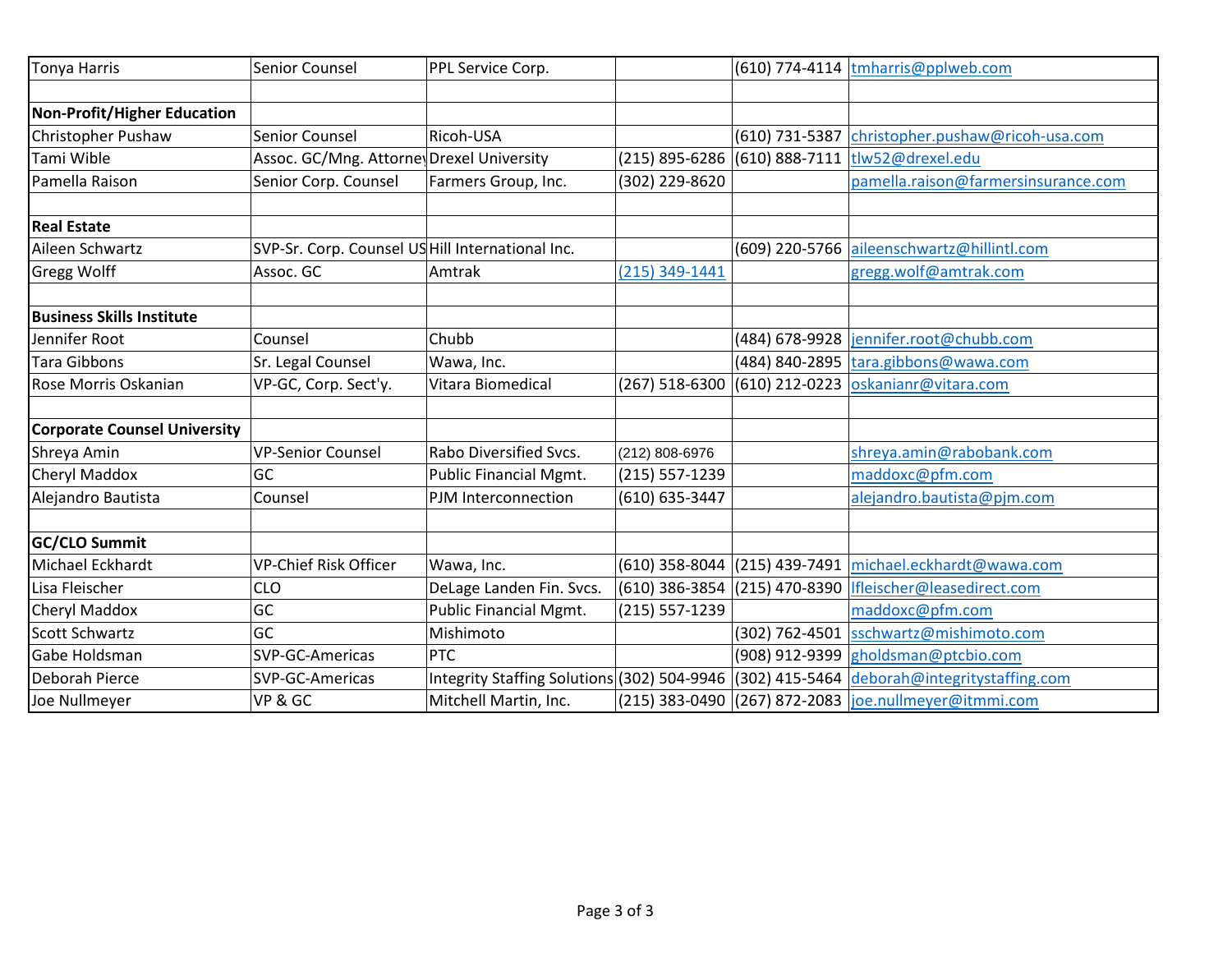| | | | | | |
|---|---|---|---|---|---|
| Tonya Harris | Senior Counsel | PPL Service Corp. | | (610) 774-4114 | tmharris@pplweb.com |
| | | | | | |
| **Non-Profit/Higher Education** | | | | | |
| Christopher Pushaw | Senior Counsel | Ricoh-USA | | (610) 731-5387 | christopher.pushaw@ricoh-usa.com |
| Tami Wible | Assoc. GC/Mng. Attorney | Drexel University | (215) 895-6286 | (610) 888-7111 | tlw52@drexel.edu |
| Pamella Raison | Senior Corp. Counsel | Farmers Group, Inc. | (302) 229-8620 | | pamella.raison@farmersinsurance.com |
| | | | | | |
| **Real Estate** | | | | | |
| Aileen Schwartz | SVP-Sr. Corp. Counsel US | Hill International Inc. | | (609) 220-5766 | aileenschwartz@hillintl.com |
| Gregg Wolff | Assoc. GC | Amtrak | (215) 349-1441 | | gregg.wolf@amtrak.com |
| | | | | | |
| **Business Skills Institute** | | | | | |
| Jennifer Root | Counsel | Chubb | | (484) 678-9928 | jennifer.root@chubb.com |
| Tara Gibbons | Sr. Legal Counsel | Wawa, Inc. | | (484) 840-2895 | tara.gibbons@wawa.com |
| Rose Morris Oskanian | VP-GC, Corp. Sect'y. | Vitara Biomedical | (267) 518-6300 | (610) 212-0223 | oskanianr@vitara.com |
| | | | | | |
| **Corporate Counsel University** | | | | | |
| Shreya Amin | VP-Senior Counsel | Rabo Diversified Svcs. | (212) 808-6976 | | shreya.amin@rabobank.com |
| Cheryl Maddox | GC | Public Financial Mgmt. | (215) 557-1239 | | maddoxc@pfm.com |
| Alejandro Bautista | Counsel | PJM Interconnection | (610) 635-3447 | | alejandro.bautista@pjm.com |
| | | | | | |
| **GC/CLO Summit** | | | | | |
| Michael Eckhardt | VP-Chief Risk Officer | Wawa, Inc. | (610) 358-8044 | (215) 439-7491 | michael.eckhardt@wawa.com |
| Lisa Fleischer | CLO | DeLage Landen Fin. Svcs. | (610) 386-3854 | (215) 470-8390 | lfleischer@leasedirect.com |
| Cheryl Maddox | GC | Public Financial Mgmt. | (215) 557-1239 | | maddoxc@pfm.com |
| Scott Schwartz | GC | Mishimoto | | (302) 762-4501 | sschwartz@mishimoto.com |
| Gabe Holdsman | SVP-GC-Americas | PTC | | (908) 912-9399 | gholdsman@ptcbio.com |
| Deborah Pierce | SVP-GC-Americas | Integrity Staffing Solutions | (302) 504-9946 | (302) 415-5464 | deborah@integritystaffing.com |
| Joe Nullmeyer | VP & GC | Mitchell Martin, Inc. | (215) 383-0490 | (267) 872-2083 | joe.nullmeyer@itmmi.com |